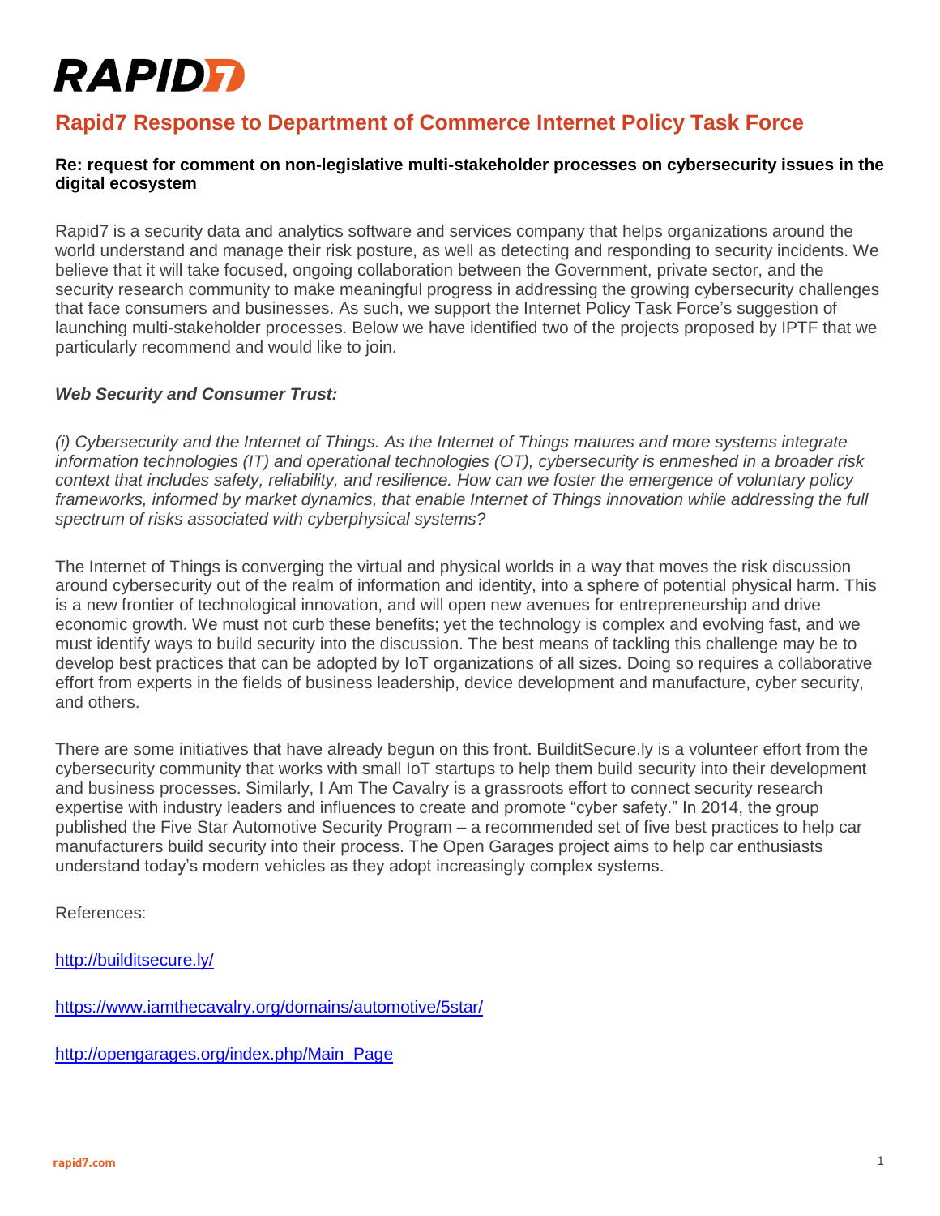# RAPID7

## Rapid7 Response to Department of Commerce Internet Policy Task Force

**Re: request for comment on non-legislative multi-stakeholder processes on cybersecurity issues in the digital ecosystem**

Rapid7 is a security data and analytics software and services company that helps organizations around the world understand and manage their risk posture, as well as detecting and responding to security incidents. We believe that it will take focused, ongoing collaboration between the Government, private sector, and the security research community to make meaningful progress in addressing the growing cybersecurity challenges that face consumers and businesses. As such, we support the Internet Policy Task Force's suggestion of launching multi-stakeholder processes. Below we have identified two of the projects proposed by IPTF that we particularly recommend and would like to join.

***Web Security and Consumer Trust:***

*(i) Cybersecurity and the Internet of Things. As the Internet of Things matures and more systems integrate information technologies (IT) and operational technologies (OT), cybersecurity is enmeshed in a broader risk context that includes safety, reliability, and resilience. How can we foster the emergence of voluntary policy frameworks, informed by market dynamics, that enable Internet of Things innovation while addressing the full spectrum of risks associated with cyberphysical systems?*

The Internet of Things is converging the virtual and physical worlds in a way that moves the risk discussion around cybersecurity out of the realm of information and identity, into a sphere of potential physical harm. This is a new frontier of technological innovation, and will open new avenues for entrepreneurship and drive economic growth. We must not curb these benefits; yet the technology is complex and evolving fast, and we must identify ways to build security into the discussion. The best means of tackling this challenge may be to develop best practices that can be adopted by IoT organizations of all sizes. Doing so requires a collaborative effort from experts in the fields of business leadership, device development and manufacture, cyber security, and others.

There are some initiatives that have already begun on this front. BuilditSecure.ly is a volunteer effort from the cybersecurity community that works with small IoT startups to help them build security into their development and business processes. Similarly, I Am The Cavalry is a grassroots effort to connect security research expertise with industry leaders and influences to create and promote "cyber safety." In 2014, the group published the Five Star Automotive Security Program – a recommended set of five best practices to help car manufacturers build security into their process. The Open Garages project aims to help car enthusiasts understand today's modern vehicles as they adopt increasingly complex systems.

References:

http://builditsecure.ly/

https://www.iamthecavalry.org/domains/automotive/5star/

http://opengarages.org/index.php/Main_Page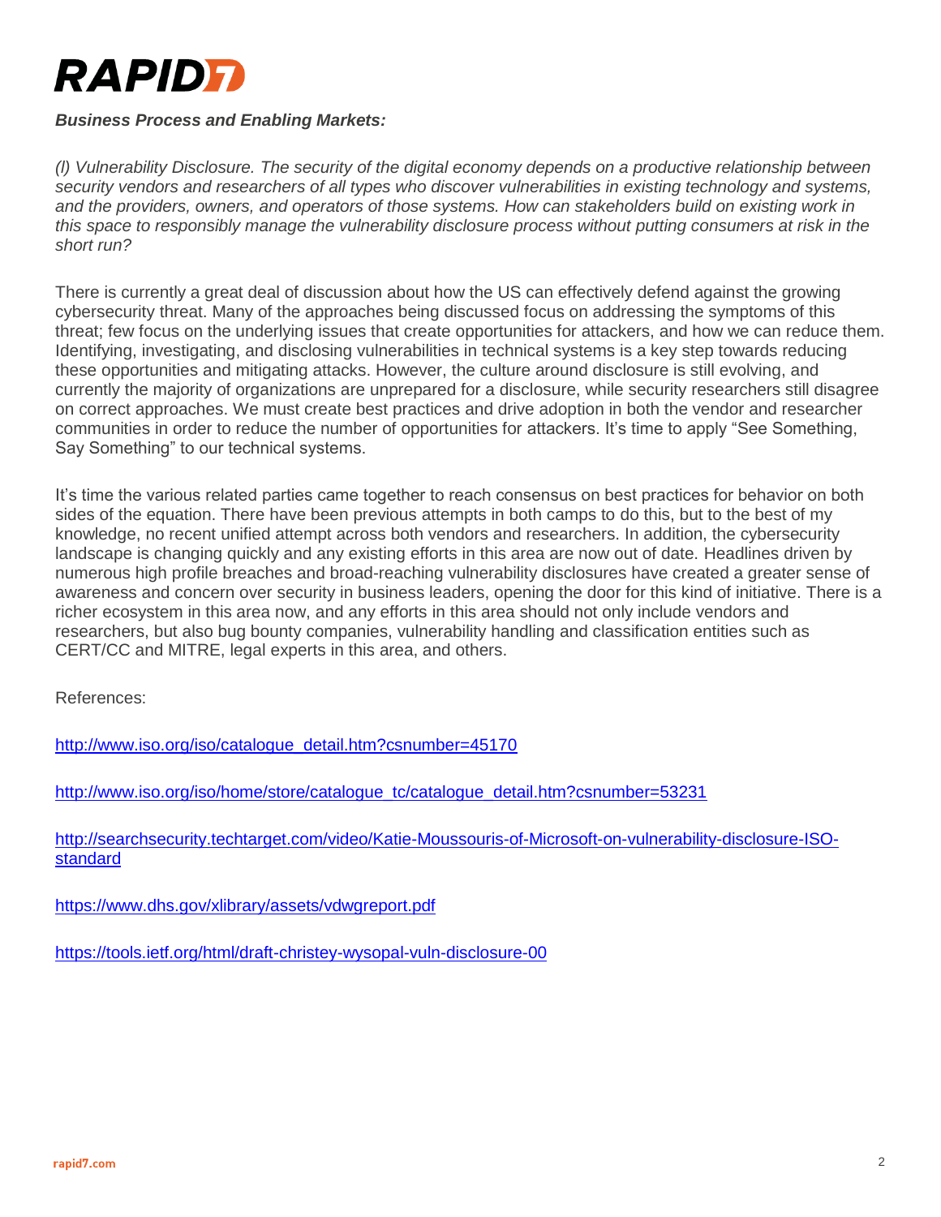***Business Process and Enabling Markets:***

*(l) Vulnerability Disclosure. The security of the digital economy depends on a productive relationship between security vendors and researchers of all types who discover vulnerabilities in existing technology and systems, and the providers, owners, and operators of those systems. How can stakeholders build on existing work in this space to responsibly manage the vulnerability disclosure process without putting consumers at risk in the short run?*

There is currently a great deal of discussion about how the US can effectively defend against the growing cybersecurity threat. Many of the approaches being discussed focus on addressing the symptoms of this threat; few focus on the underlying issues that create opportunities for attackers, and how we can reduce them. Identifying, investigating, and disclosing vulnerabilities in technical systems is a key step towards reducing these opportunities and mitigating attacks. However, the culture around disclosure is still evolving, and currently the majority of organizations are unprepared for a disclosure, while security researchers still disagree on correct approaches. We must create best practices and drive adoption in both the vendor and researcher communities in order to reduce the number of opportunities for attackers. It's time to apply "See Something, Say Something" to our technical systems.

It's time the various related parties came together to reach consensus on best practices for behavior on both sides of the equation. There have been previous attempts in both camps to do this, but to the best of my knowledge, no recent unified attempt across both vendors and researchers. In addition, the cybersecurity landscape is changing quickly and any existing efforts in this area are now out of date. Headlines driven by numerous high profile breaches and broad-reaching vulnerability disclosures have created a greater sense of awareness and concern over security in business leaders, opening the door for this kind of initiative. There is a richer ecosystem in this area now, and any efforts in this area should not only include vendors and researchers, but also bug bounty companies, vulnerability handling and classification entities such as CERT/CC and MITRE, legal experts in this area, and others.

References:

http://www.iso.org/iso/catalogue_detail.htm?csnumber=45170

http://www.iso.org/iso/home/store/catalogue_tc/catalogue_detail.htm?csnumber=53231

http://searchsecurity.techtarget.com/video/Katie-Moussouris-of-Microsoft-on-vulnerability-disclosure-ISO-standard

https://www.dhs.gov/xlibrary/assets/vdwgreport.pdf

https://tools.ietf.org/html/draft-christey-wysopal-vuln-disclosure-00